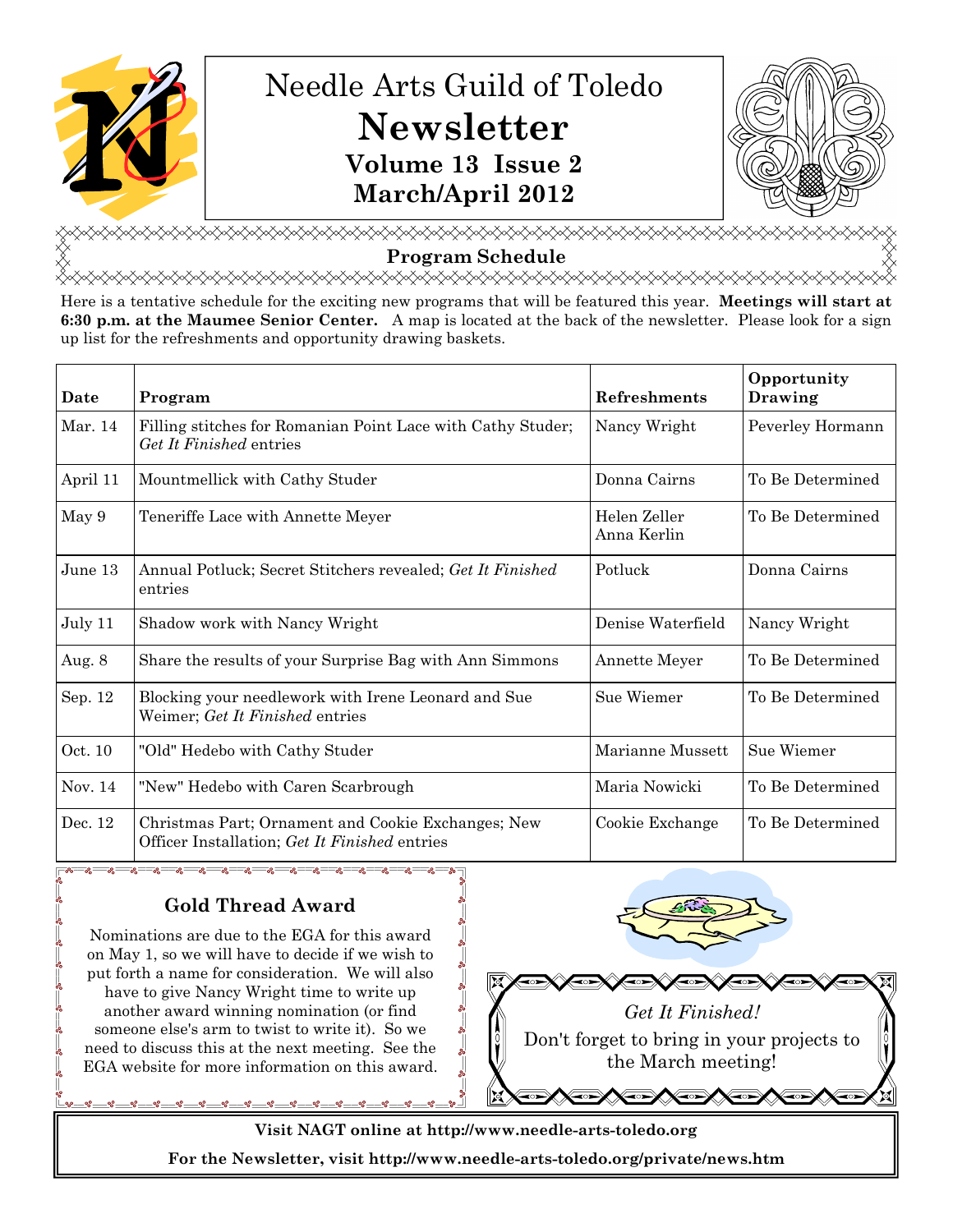# Needle Arts Guild of Toledo

# Newsletter

**Volume 13 Issue 2**

**March/April 2012**

## Program Schedule

Here is a tentative schedule for the exciting new programs that will be featured this year. **Meetings will start at 6:30 p.m. at the Maumee Senior Center.** A map is located at the back of the newsletter. Please look for a sign up list for the refreshments and opportunity drawing baskets.

| Date | Program | Refreshments | Opportunity Drawing |
|---|---|---|---|
| Mar. 14 | Filling stitches for Romanian Point Lace with Cathy Studer; *Get It Finished* entries | Nancy Wright | Peverley Hormann |
| April 11 | Mountmellick with Cathy Studer | Donna Cairns | To Be Determined |
| May 9 | Teneriffe Lace with Annette Meyer | Helen Zeller Anna Kerlin | To Be Determined |
| June 13 | Annual Potluck; Secret Stitchers revealed; *Get It Finished* entries | Potluck | Donna Cairns |
| July 11 | Shadow work with Nancy Wright | Denise Waterfield | Nancy Wright |
| Aug. 8 | Share the results of your Surprise Bag with Ann Simmons | Annette Meyer | To Be Determined |
| Sep. 12 | Blocking your needlework with Irene Leonard and Sue Weimer; *Get It Finished* entries | Sue Wiemer | To Be Determined |
| Oct. 10 | "Old" Hedebo with Cathy Studer | Marianne Mussett | Sue Wiemer |
| Nov. 14 | "New" Hedebo with Caren Scarbrough | Maria Nowicki | To Be Determined |
| Dec. 12 | Christmas Part; Ornament and Cookie Exchanges; New Officer Installation; *Get It Finished* entries | Cookie Exchange | To Be Determined |

### Gold Thread Award

Nominations are due to the EGA for this award on May 1, so we will have to decide if we wish to put forth a name for consideration. We will also have to give Nancy Wright time to write up another award winning nomination (or find someone else's arm to twist to write it). So we need to discuss this at the next meeting. See the EGA website for more information on this award.

*Get It Finished!*

Don't forget to bring in your projects to the March meeting!

**Visit NAGT online at http://www.needle-arts-toledo.org**

**For the Newsletter, visit http://www.needle-arts-toledo.org/private/news.htm**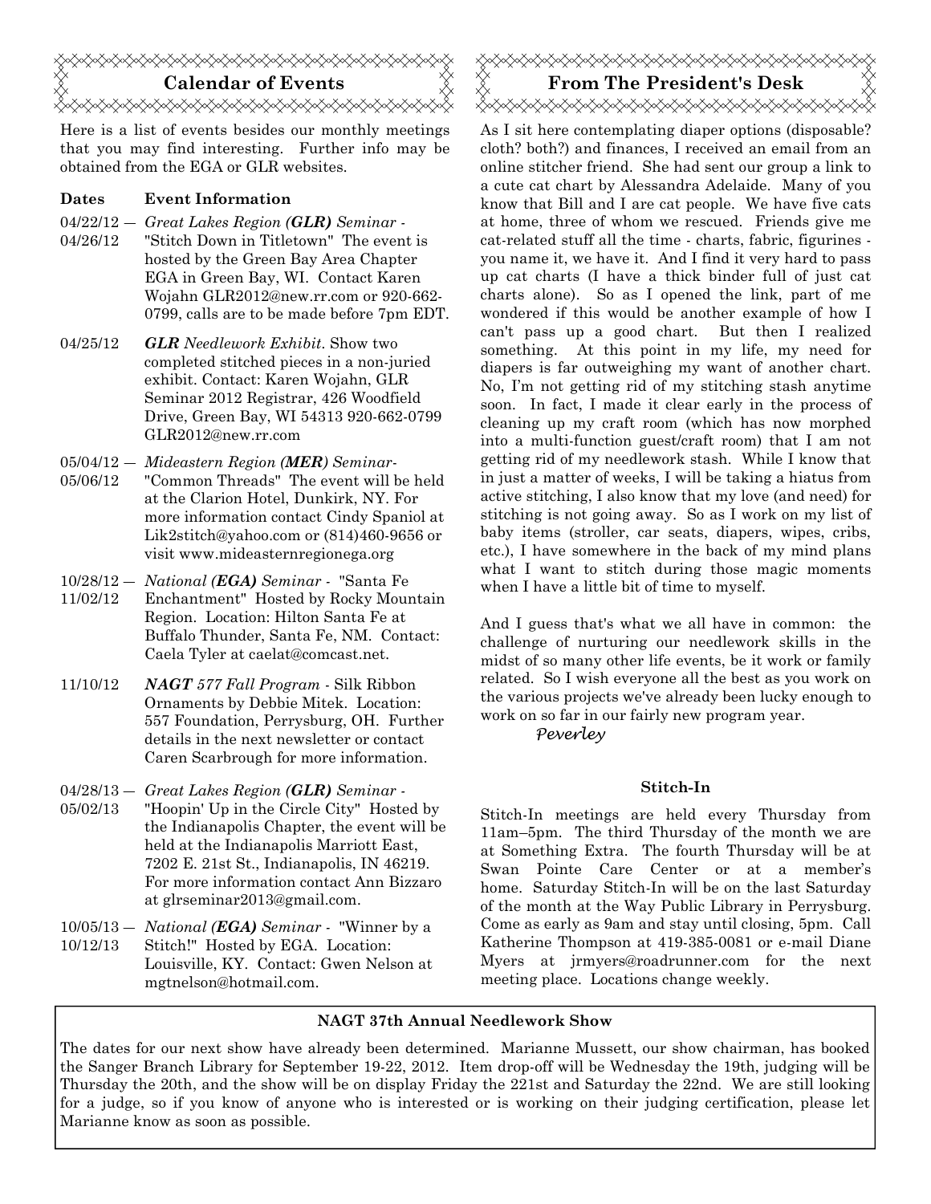## Calendar of Events

Here is a list of events besides our monthly meetings that you may find interesting. Further info may be obtained from the EGA or GLR websites.

| Dates | Event Information |
|---|---|
| 04/22/12 — 04/26/12 | *Great Lakes Region (**GLR**) Seminar* - "Stitch Down in Titletown" The event is hosted by the Green Bay Area Chapter EGA in Green Bay, WI. Contact Karen Wojahn GLR2012@new.rr.com or 920-662-0799, calls are to be made before 7pm EDT. |
| 04/25/12 | ***GLR** Needlework Exhibit*. Show two completed stitched pieces in a non-juried exhibit. Contact: Karen Wojahn, GLR Seminar 2012 Registrar, 426 Woodfield Drive, Green Bay, WI 54313 920-662-0799 GLR2012@new.rr.com |
| 05/04/12 — 05/06/12 | *Mideastern Region (**MER**) Seminar*- "Common Threads" The event will be held at the Clarion Hotel, Dunkirk, NY. For more information contact Cindy Spaniol at Lik2stitch@yahoo.com or (814)460-9656 or visit www.mideasternregionega.org |
| 10/28/12 — 11/02/12 | *National (**EGA**) Seminar* - "Santa Fe Enchantment" Hosted by Rocky Mountain Region. Location: Hilton Santa Fe at Buffalo Thunder, Santa Fe, NM. Contact: Caela Tyler at caelat@comcast.net. |
| 11/10/12 | ***NAGT** 577 Fall Program* - Silk Ribbon Ornaments by Debbie Mitek. Location: 557 Foundation, Perrysburg, OH. Further details in the next newsletter or contact Caren Scarbrough for more information. |
| 04/28/13 — 05/02/13 | *Great Lakes Region (**GLR**) Seminar* - "Hoopin' Up in the Circle City" Hosted by the Indianapolis Chapter, the event will be held at the Indianapolis Marriott East, 7202 E. 21st St., Indianapolis, IN 46219. For more information contact Ann Bizzaro at glrseminar2013@gmail.com. |
| 10/05/13 — 10/12/13 | *National (**EGA**) Seminar* - "Winner by a Stitch!" Hosted by EGA. Location: Louisville, KY. Contact: Gwen Nelson at mgtnelson@hotmail.com. |

## From The President's Desk

As I sit here contemplating diaper options (disposable? cloth? both?) and finances, I received an email from an online stitcher friend. She had sent our group a link to a cute cat chart by Alessandra Adelaide. Many of you know that Bill and I are cat people. We have five cats at home, three of whom we rescued. Friends give me cat-related stuff all the time - charts, fabric, figurines - you name it, we have it. And I find it very hard to pass up cat charts (I have a thick binder full of just cat charts alone). So as I opened the link, part of me wondered if this would be another example of how I can't pass up a good chart. But then I realized something. At this point in my life, my need for diapers is far outweighing my want of another chart. No, I'm not getting rid of my stitching stash anytime soon. In fact, I made it clear early in the process of cleaning up my craft room (which has now morphed into a multi-function guest/craft room) that I am not getting rid of my needlework stash. While I know that in just a matter of weeks, I will be taking a hiatus from active stitching, I also know that my love (and need) for stitching is not going away. So as I work on my list of baby items (stroller, car seats, diapers, wipes, cribs, etc.), I have somewhere in the back of my mind plans what I want to stitch during those magic moments when I have a little bit of time to myself.

And I guess that's what we all have in common: the challenge of nurturing our needlework skills in the midst of so many other life events, be it work or family related. So I wish everyone all the best as you work on the various projects we've already been lucky enough to work on so far in our fairly new program year.

*Peverley*

### Stitch-In

Stitch-In meetings are held every Thursday from 11am–5pm. The third Thursday of the month we are at Something Extra. The fourth Thursday will be at Swan Pointe Care Center or at a member's home. Saturday Stitch-In will be on the last Saturday of the month at the Way Public Library in Perrysburg. Come as early as 9am and stay until closing, 5pm. Call Katherine Thompson at 419-385-0081 or e-mail Diane Myers at jrmyers@roadrunner.com for the next meeting place. Locations change weekly.

### NAGT 37th Annual Needlework Show

The dates for our next show have already been determined. Marianne Mussett, our show chairman, has booked the Sanger Branch Library for September 19-22, 2012. Item drop-off will be Wednesday the 19th, judging will be Thursday the 20th, and the show will be on display Friday the 221st and Saturday the 22nd. We are still looking for a judge, so if you know of anyone who is interested or is working on their judging certification, please let Marianne know as soon as possible.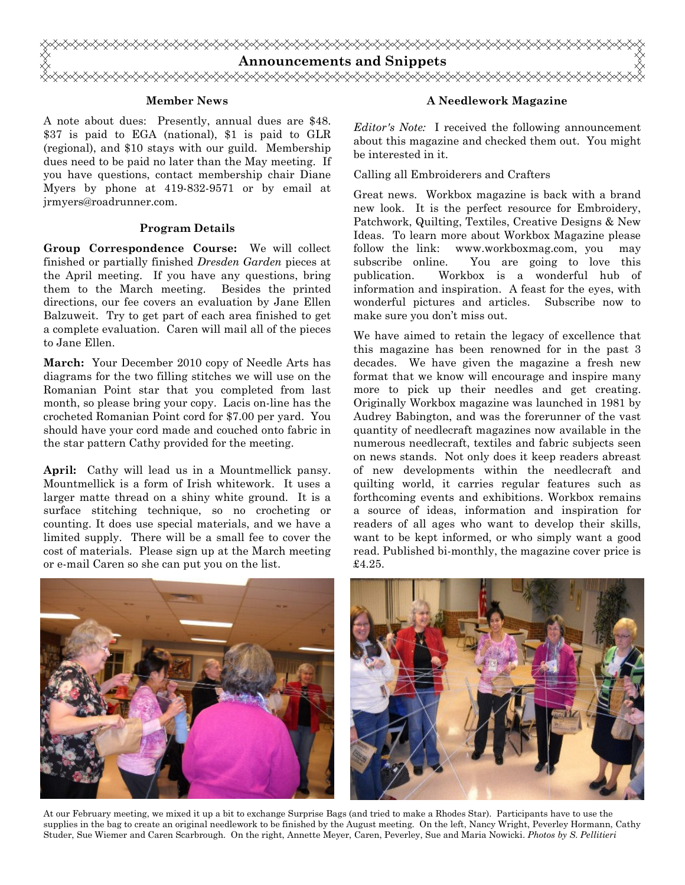# Announcements and Snippets

### Member News

A note about dues: Presently, annual dues are $48. $37 is paid to EGA (national), $1 is paid to GLR (regional), and $10 stays with our guild. Membership dues need to be paid no later than the May meeting. If you have questions, contact membership chair Diane Myers by phone at 419-832-9571 or by email at jrmyers@roadrunner.com.

### Program Details

**Group Correspondence Course:** We will collect finished or partially finished *Dresden Garden* pieces at the April meeting. If you have any questions, bring them to the March meeting. Besides the printed directions, our fee covers an evaluation by Jane Ellen Balzuweit. Try to get part of each area finished to get a complete evaluation. Caren will mail all of the pieces to Jane Ellen.

**March:** Your December 2010 copy of Needle Arts has diagrams for the two filling stitches we will use on the Romanian Point star that you completed from last month, so please bring your copy. Lacis on-line has the crocheted Romanian Point cord for $7.00 per yard. You should have your cord made and couched onto fabric in the star pattern Cathy provided for the meeting.

**April:** Cathy will lead us in a Mountmellick pansy. Mountmellick is a form of Irish whitework. It uses a larger matte thread on a shiny white ground. It is a surface stitching technique, so no crocheting or counting. It does use special materials, and we have a limited supply. There will be a small fee to cover the cost of materials. Please sign up at the March meeting or e-mail Caren so she can put you on the list.

### A Needlework Magazine

*Editor's Note:* I received the following announcement about this magazine and checked them out. You might be interested in it.

Calling all Embroiderers and Crafters

Great news. Workbox magazine is back with a brand new look. It is the perfect resource for Embroidery, Patchwork, Quilting, Textiles, Creative Designs & New Ideas. To learn more about Workbox Magazine please follow the link: www.workboxmag.com, you may subscribe online. You are going to love this publication. Workbox is a wonderful hub of information and inspiration. A feast for the eyes, with wonderful pictures and articles. Subscribe now to make sure you don't miss out.

We have aimed to retain the legacy of excellence that this magazine has been renowned for in the past 3 decades. We have given the magazine a fresh new format that we know will encourage and inspire many more to pick up their needles and get creating. Originally Workbox magazine was launched in 1981 by Audrey Babington, and was the forerunner of the vast quantity of needlecraft magazines now available in the numerous needlecraft, textiles and fabric subjects seen on news stands. Not only does it keep readers abreast of new developments within the needlecraft and quilting world, it carries regular features such as forthcoming events and exhibitions. Workbox remains a source of ideas, information and inspiration for readers of all ages who want to develop their skills, want to be kept informed, or who simply want a good read. Published bi-monthly, the magazine cover price is £4.25.

At our February meeting, we mixed it up a bit to exchange Surprise Bags (and tried to make a Rhodes Star). Participants have to use the supplies in the bag to create an original needlework to be finished by the August meeting. On the left, Nancy Wright, Peverley Hormann, Cathy Studer, Sue Wiemer and Caren Scarbrough. On the right, Annette Meyer, Caren, Peverley, Sue and Maria Nowicki. *Photos by S. Pellitieri*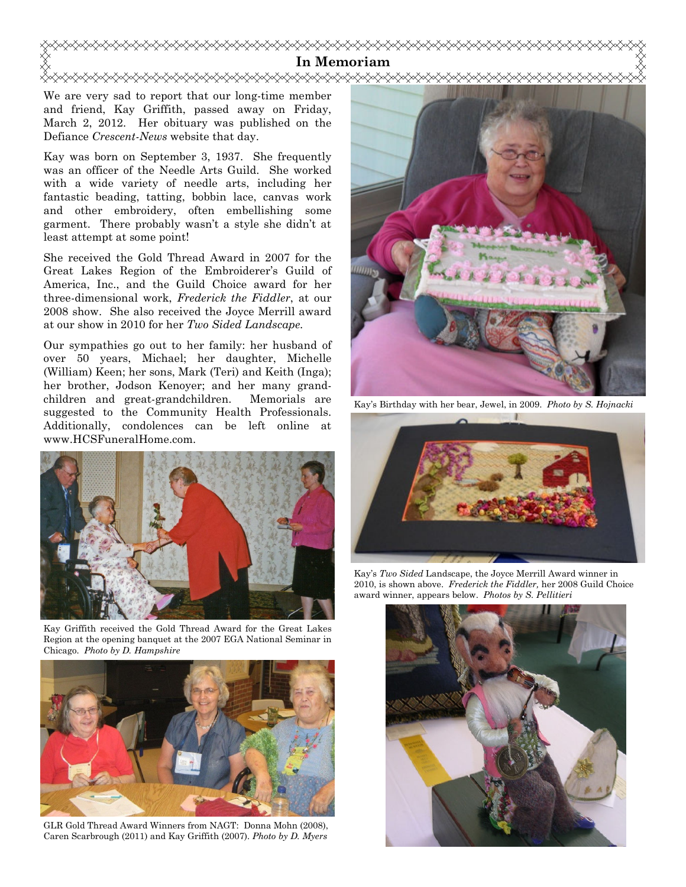## In Memoriam

We are very sad to report that our long-time member and friend, Kay Griffith, passed away on Friday, March 2, 2012. Her obituary was published on the Defiance *Crescent-News* website that day.

Kay was born on September 3, 1937. She frequently was an officer of the Needle Arts Guild. She worked with a wide variety of needle arts, including her fantastic beading, tatting, bobbin lace, canvas work and other embroidery, often embellishing some garment. There probably wasn't a style she didn't at least attempt at some point!

She received the Gold Thread Award in 2007 for the Great Lakes Region of the Embroiderer's Guild of America, Inc., and the Guild Choice award for her three-dimensional work, *Frederick the Fiddler*, at our 2008 show. She also received the Joyce Merrill award at our show in 2010 for her *Two Sided Landscape.*

Our sympathies go out to her family: her husband of over 50 years, Michael; her daughter, Michelle (William) Keen; her sons, Mark (Teri) and Keith (Inga); her brother, Jodson Kenoyer; and her many grand-children and great-grandchildren. Memorials are suggested to the Community Health Professionals. Additionally, condolences can be left online at www.HCSFuneralHome.com.

Kay Griffith received the Gold Thread Award for the Great Lakes Region at the opening banquet at the 2007 EGA National Seminar in Chicago. *Photo by D. Hampshire*

GLR Gold Thread Award Winners from NAGT: Donna Mohn (2008), Caren Scarbrough (2011) and Kay Griffith (2007). *Photo by D. Myers*

Kay's Birthday with her bear, Jewel, in 2009. *Photo by S. Hojnacki*

Kay's *Two Sided* Landscape, the Joyce Merrill Award winner in 2010, is shown above. *Frederick the Fiddler*, her 2008 Guild Choice award winner, appears below. *Photos by S. Pellitieri*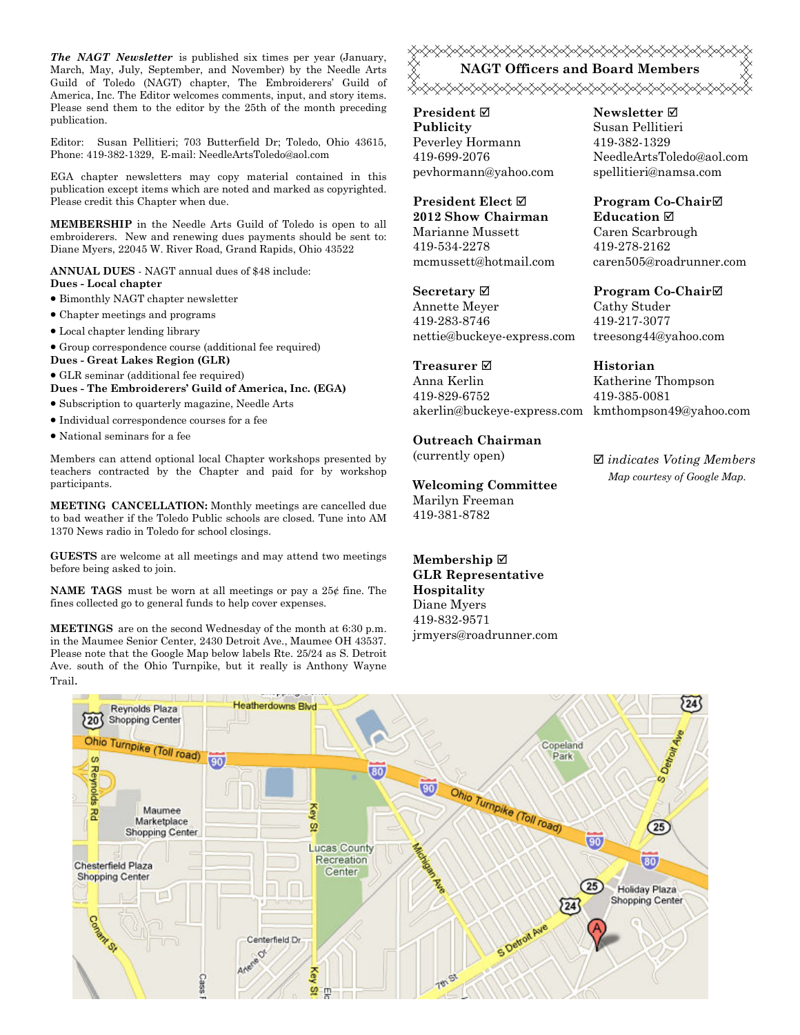***The NAGT Newsletter*** is published six times per year (January, March, May, July, September, and November) by the Needle Arts Guild of Toledo (NAGT) chapter, The Embroiderers' Guild of America, Inc. The Editor welcomes comments, input, and story items. Please send them to the editor by the 25th of the month preceding publication.

Editor: Susan Pellitieri; 703 Butterfield Dr; Toledo, Ohio 43615, Phone: 419-382-1329, E-mail: NeedleArtsToledo@aol.com

EGA chapter newsletters may copy material contained in this publication except items which are noted and marked as copyrighted. Please credit this Chapter when due.

**MEMBERSHIP** in the Needle Arts Guild of Toledo is open to all embroiderers. New and renewing dues payments should be sent to: Diane Myers, 22045 W. River Road, Grand Rapids, Ohio 43522

**ANNUAL DUES** - NAGT annual dues of $48 include:

**Dues - Local chapter**

- Bimonthly NAGT chapter newsletter
- Chapter meetings and programs
- Local chapter lending library
- Group correspondence course (additional fee required)

**Dues - Great Lakes Region (GLR)**

- GLR seminar (additional fee required)

**Dues - The Embroiderers' Guild of America, Inc. (EGA)**

- Subscription to quarterly magazine, Needle Arts
- Individual correspondence courses for a fee
- National seminars for a fee

Members can attend optional local Chapter workshops presented by teachers contracted by the Chapter and paid for by workshop participants.

**MEETING CANCELLATION:** Monthly meetings are cancelled due to bad weather if the Toledo Public schools are closed. Tune into AM 1370 News radio in Toledo for school closings.

**GUESTS** are welcome at all meetings and may attend two meetings before being asked to join.

**NAME TAGS** must be worn at all meetings or pay a 25¢ fine. The fines collected go to general funds to help cover expenses.

**MEETINGS** are on the second Wednesday of the month at 6:30 p.m. in the Maumee Senior Center, 2430 Detroit Ave., Maumee OH 43537. Please note that the Google Map below labels Rte. 25/24 as S. Detroit Ave. south of the Ohio Turnpike, but it really is Anthony Wayne Trail.

## NAGT Officers and Board Members

**President ☑**
**Publicity**
Peverley Hormann
419-699-2076
pevhormann@yahoo.com

**President Elect ☑**
**2012 Show Chairman**
Marianne Mussett
419-534-2278
mcmussett@hotmail.com

**Secretary ☑**
Annette Meyer
419-283-8746
nettie@buckeye-express.com

**Treasurer ☑**
Anna Kerlin
419-829-6752
akerlin@buckeye-express.com

**Outreach Chairman**
(currently open)

**Welcoming Committee**
Marilyn Freeman
419-381-8782

**Membership ☑**
**GLR Representative**
**Hospitality**
Diane Myers
419-832-9571
jrmyers@roadrunner.com

**Newsletter ☑**
Susan Pellitieri
419-382-1329
NeedleArtsToledo@aol.com
spellitieri@namsa.com

**Program Co-Chair☑**
**Education ☑**
Caren Scarbrough
419-278-2162
caren505@roadrunner.com

**Program Co-Chair☑**
Cathy Studer
419-217-3077
treesong44@yahoo.com

**Historian**
Katherine Thompson
419-385-0081
kmthompson49@yahoo.com

☑ *indicates Voting Members*

*Map courtesy of Google Map.*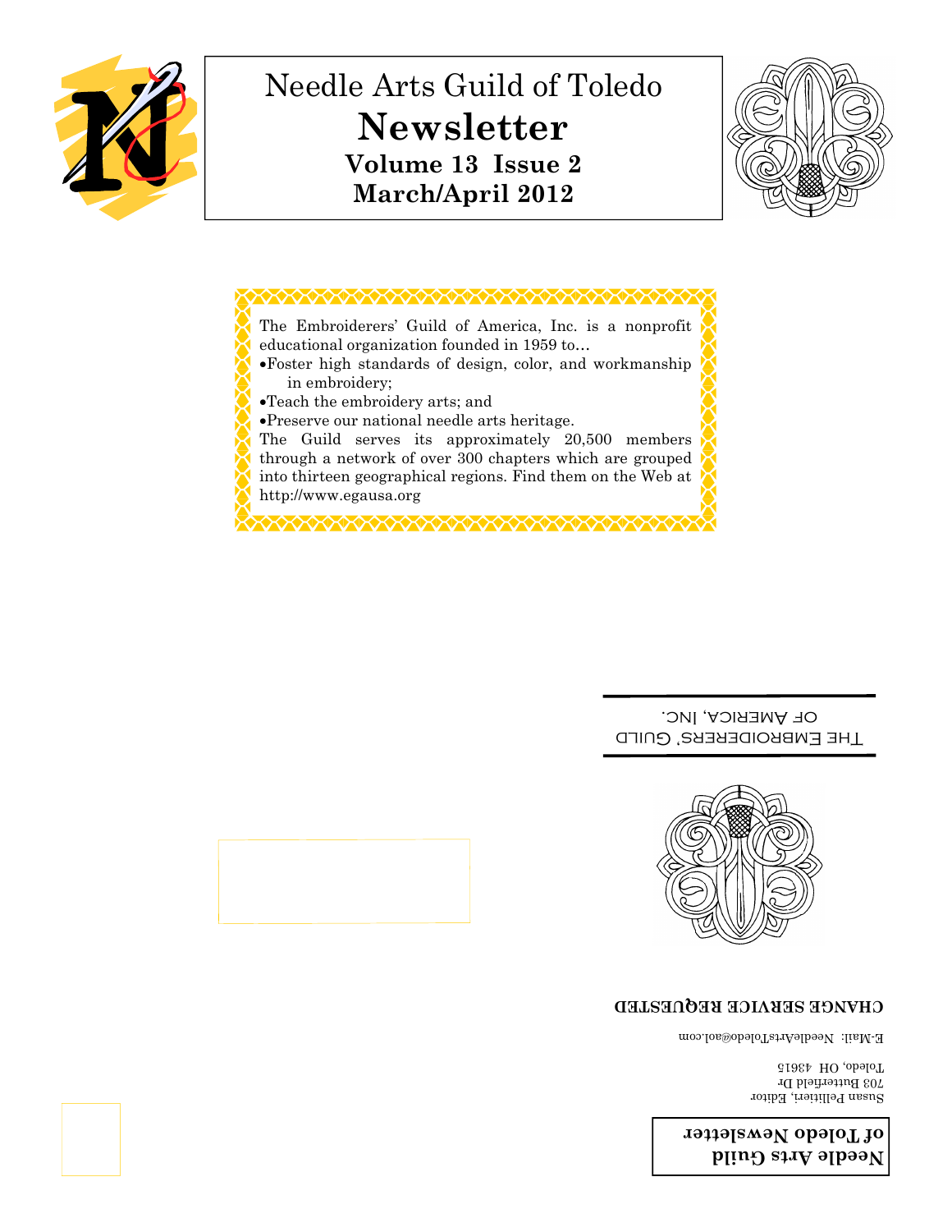# Needle Arts Guild of Toledo

# Newsletter

## Volume 13 Issue 2

## March/April 2012

The Embroiderers' Guild of America, Inc. is a nonprofit educational organization founded in 1959 to…

- Foster high standards of design, color, and workmanship in embroidery;
- Teach the embroidery arts; and
- Preserve our national needle arts heritage.

The Guild serves its approximately 20,500 members through a network of over 300 chapters which are grouped into thirteen geographical regions. Find them on the Web at http://www.egausa.org

THE EMBROIDERERS' GUILD OF AMERICA, INC.

**Needle Arts Guild of Toledo Newsletter**

Susan Pellitieri, Editor
703 Butterfield Dr
Toledo, OH 43615

E-Mail: NeedleArtsToledo@aol.com

**CHANGE SERVICE REQUESTED**